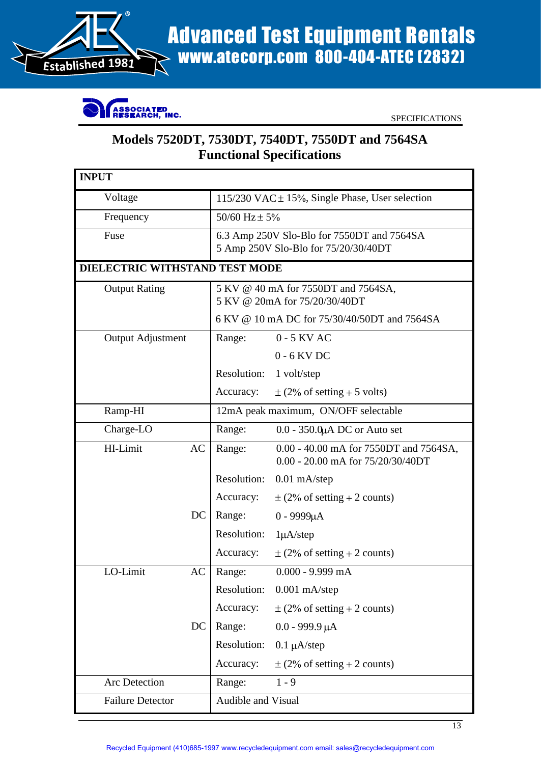# Models 7520DT, 7530DT, 7540DT, 7550DT and 7564SA
## Functional Specifications

| INPUT | | | |
|---|---|---|---|
| Voltage | | 115/230 VAC ± 15%, Single Phase, User selection | |
| Frequency | | 50/60 Hz ± 5% | |
| Fuse | | 6.3 Amp 250V Slo-Blo for 7550DT and 7564SA<br>5 Amp 250V Slo-Blo for 75/20/30/40DT | |
| **DIELECTRIC WITHSTAND TEST MODE** | | | |
| Output Rating | | 5 KV @ 40 mA for 7550DT and 7564SA,<br>5 KV @ 20mA for 75/20/30/40DT<br>6 KV @ 10 mA DC for 75/30/40/50DT and 7564SA | |
| Output Adjustment | | Range: | 0 - 5 KV AC<br>0 - 6 KV DC |
| | | Resolution: | 1 volt/step |
| | | Accuracy: | ± (2% of setting + 5 volts) |
| Ramp-HI | | 12mA peak maximum, ON/OFF selectable | |
| Charge-LO | | Range: | 0.0 - 350.0μA DC or Auto set |
| HI-Limit | AC | Range: | 0.00 - 40.00 mA for 7550DT and 7564SA,<br>0.00 - 20.00 mA for 75/20/30/40DT |
| | | Resolution: | 0.01 mA/step |
| | | Accuracy: | ± (2% of setting + 2 counts) |
| | DC | Range: | 0 - 9999μA |
| | | Resolution: | 1μA/step |
| | | Accuracy: | ± (2% of setting + 2 counts) |
| LO-Limit | AC | Range: | 0.000 - 9.999 mA |
| | | Resolution: | 0.001 mA/step |
| | | Accuracy: | ± (2% of setting + 2 counts) |
| | DC | Range: | 0.0 - 999.9 μA |
| | | Resolution: | 0.1 μA/step |
| | | Accuracy: | ± (2% of setting + 2 counts) |
| Arc Detection | | Range: | 1 - 9 |
| Failure Detector | | Audible and Visual | |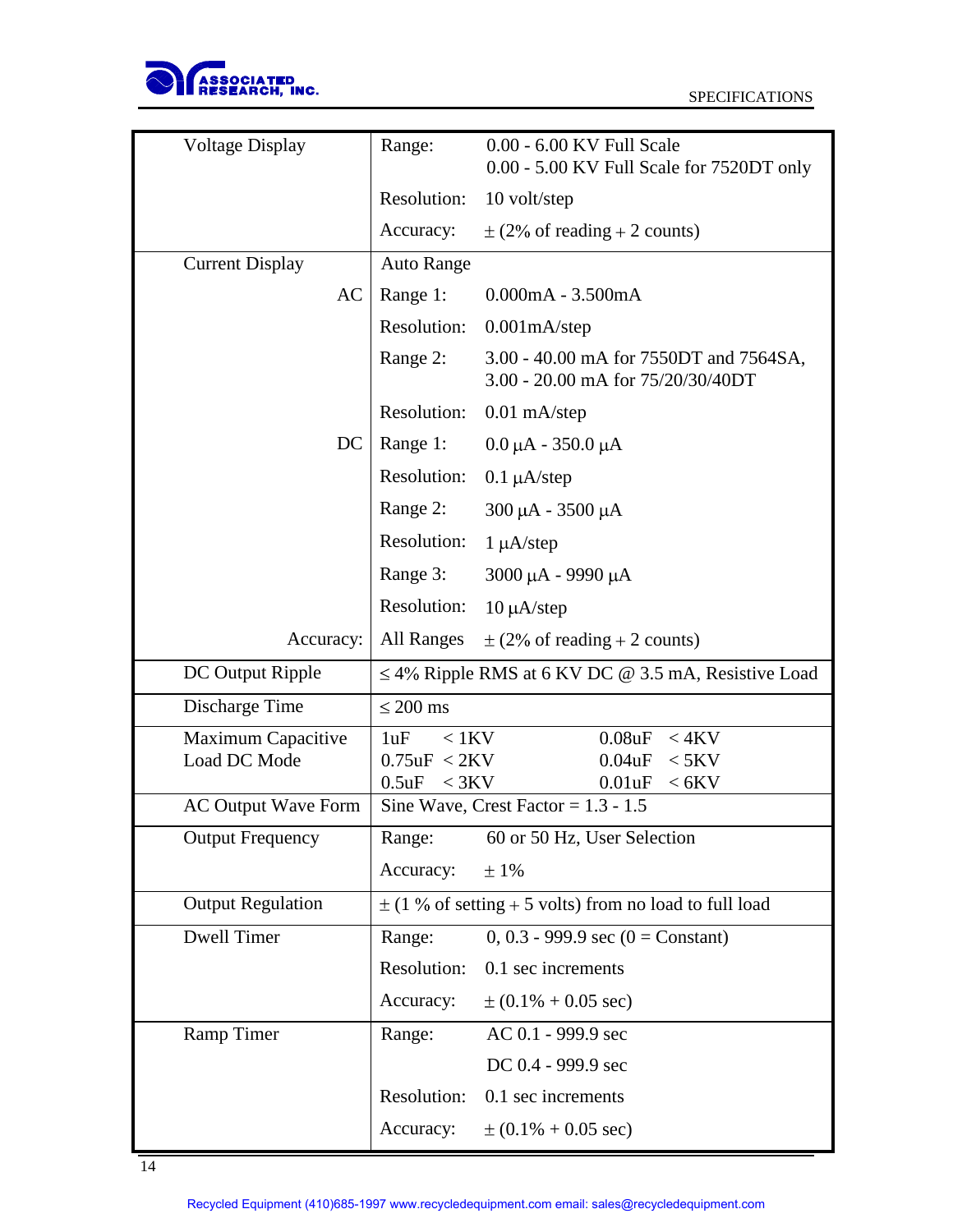| | | |
|---|---|---|
| Voltage Display | Range: | 0.00 - 6.00 KV Full Scale<br>0.00 - 5.00 KV Full Scale for 7520DT only |
| | Resolution: | 10 volt/step |
| | Accuracy: | ± (2% of reading + 2 counts) |
| Current Display | Auto Range | |
| AC | Range 1: | 0.000mA - 3.500mA |
| | Resolution: | 0.001mA/step |
| | Range 2: | 3.00 - 40.00 mA for 7550DT and 7564SA,<br>3.00 - 20.00 mA for 75/20/30/40DT |
| | Resolution: | 0.01 mA/step |
| DC | Range 1: | 0.0 μA - 350.0 μA |
| | Resolution: | 0.1 μA/step |
| | Range 2: | 300 μA - 3500 μA |
| | Resolution: | 1 μA/step |
| | Range 3: | 3000 μA - 9990 μA |
| | Resolution: | 10 μA/step |
| Accuracy: | All Ranges | ± (2% of reading + 2 counts) |
| DC Output Ripple | ≤ 4% Ripple RMS at 6 KV DC @ 3.5 mA, Resistive Load | |
| Discharge Time | ≤ 200 ms | |
| Maximum Capacitive Load DC Mode | 1uF < 1KV<br>0.75uF < 2KV<br>0.5uF < 3KV | 0.08uF < 4KV<br>0.04uF < 5KV<br>0.01uF < 6KV |
| AC Output Wave Form | Sine Wave, Crest Factor = 1.3 - 1.5 | |
| Output Frequency | Range: | 60 or 50 Hz, User Selection |
| | Accuracy: | ± 1% |
| Output Regulation | ± (1 % of setting + 5 volts) from no load to full load | |
| Dwell Timer | Range: | 0, 0.3 - 999.9 sec (0 = Constant) |
| | Resolution: | 0.1 sec increments |
| | Accuracy: | ± (0.1% + 0.05 sec) |
| Ramp Timer | Range: | AC 0.1 - 999.9 sec<br>DC 0.4 - 999.9 sec |
| | Resolution: | 0.1 sec increments |
| | Accuracy: | ± (0.1% + 0.05 sec) |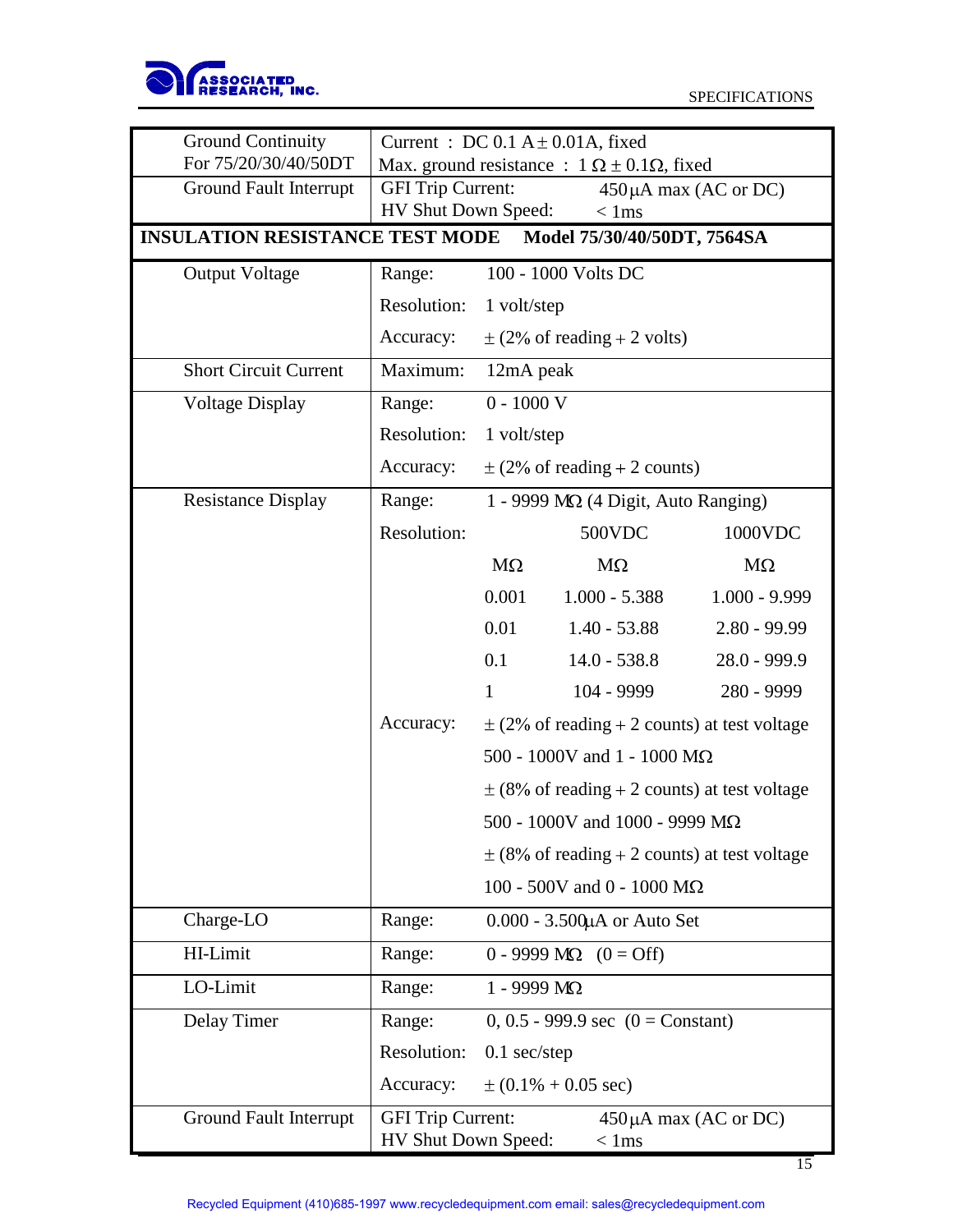| Ground Continuity For 75/20/30/40/50DT | Current : DC 0.1 A ± 0.01A, fixed<br>Max. ground resistance : 1 Ω ± 0.1Ω, fixed | | | |
|---|---|---|---|---|
| Ground Fault Interrupt | GFI Trip Current: 450 μA max (AC or DC)<br>HV Shut Down Speed: < 1ms | | | |
| **INSULATION RESISTANCE TEST MODE Model 75/30/40/50DT, 7564SA** | | | | |
| Output Voltage | Range: | 100 - 1000 Volts DC | | |
| | Resolution: | 1 volt/step | | |
| | Accuracy: | ± (2% of reading + 2 volts) | | |
| Short Circuit Current | Maximum: | 12mA peak | | |
| Voltage Display | Range: | 0 - 1000 V | | |
| | Resolution: | 1 volt/step | | |
| | Accuracy: | ± (2% of reading + 2 counts) | | |
| Resistance Display | Range: | 1 - 9999 MΩ (4 Digit, Auto Ranging) | | |
| | Resolution: | | 500VDC | 1000VDC |
| | | MΩ | MΩ | MΩ |
| | | 0.001 | 1.000 - 5.388 | 1.000 - 9.999 |
| | | 0.01 | 1.40 - 53.88 | 2.80 - 99.99 |
| | | 0.1 | 14.0 - 538.8 | 28.0 - 999.9 |
| | | 1 | 104 - 9999 | 280 - 9999 |
| | Accuracy: | ± (2% of reading + 2 counts) at test voltage 500 - 1000V and 1 - 1000 MΩ | | |
| | | ± (8% of reading + 2 counts) at test voltage 500 - 1000V and 1000 - 9999 MΩ | | |
| | | ± (8% of reading + 2 counts) at test voltage 100 - 500V and 0 - 1000 MΩ | | |
| Charge-LO | Range: | 0.000 - 3.500μA or Auto Set | | |
| HI-Limit | Range: | 0 - 9999 MΩ (0 = Off) | | |
| LO-Limit | Range: | 1 - 9999 MΩ | | |
| Delay Timer | Range: | 0, 0.5 - 999.9 sec (0 = Constant) | | |
| | Resolution: | 0.1 sec/step | | |
| | Accuracy: | ± (0.1% + 0.05 sec) | | |
| Ground Fault Interrupt | GFI Trip Current: 450 μA max (AC or DC)<br>HV Shut Down Speed: < 1ms | | | |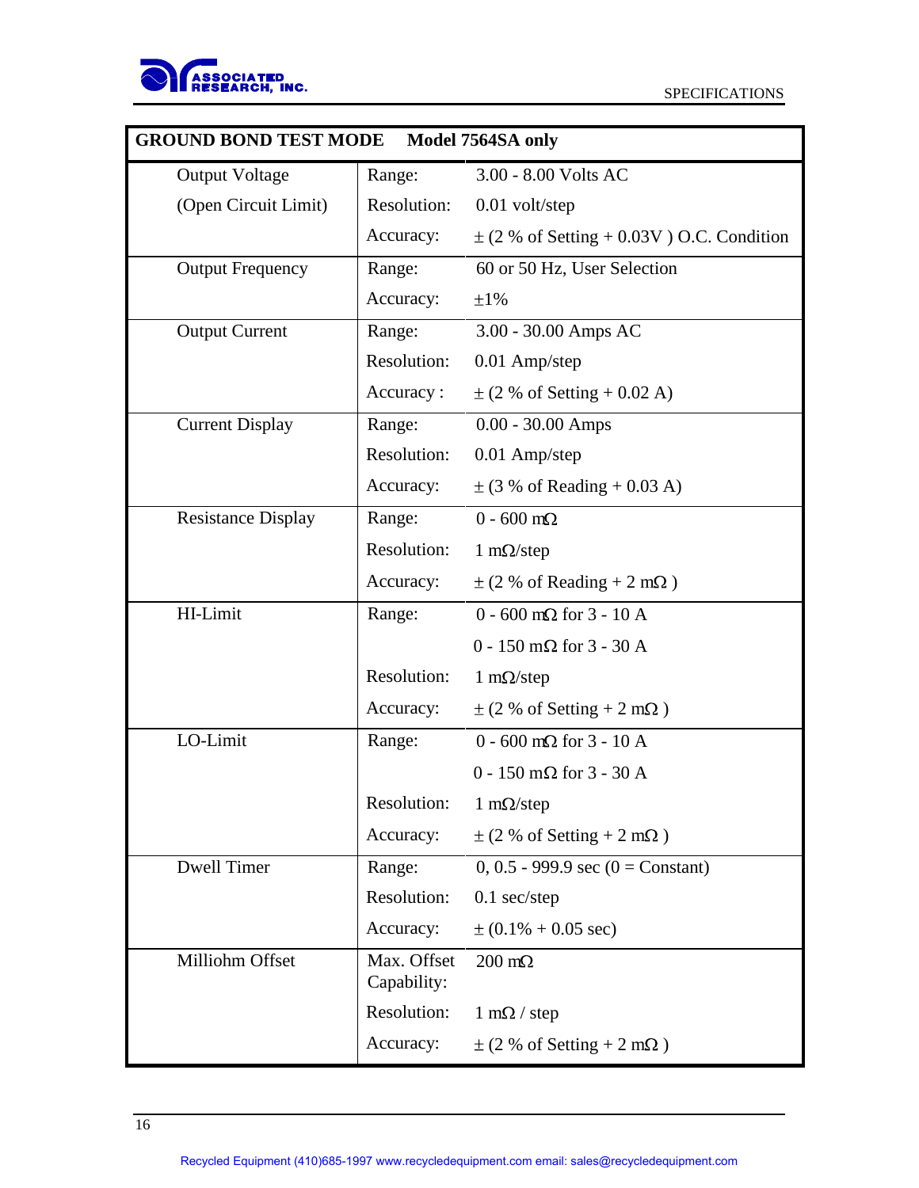| GROUND BOND TEST MODE Model 7564SA only | | |
|---|---|---|
| Output Voltage (Open Circuit Limit) | Range: | 3.00 - 8.00 Volts AC |
| | Resolution: | 0.01 volt/step |
| | Accuracy: | ± (2 % of Setting + 0.03V ) O.C. Condition |
| Output Frequency | Range: | 60 or 50 Hz, User Selection |
| | Accuracy: | ±1% |
| Output Current | Range: | 3.00 - 30.00 Amps AC |
| | Resolution: | 0.01 Amp/step |
| | Accuracy : | ± (2 % of Setting + 0.02 A) |
| Current Display | Range: | 0.00 - 30.00 Amps |
| | Resolution: | 0.01 Amp/step |
| | Accuracy: | ± (3 % of Reading + 0.03 A) |
| Resistance Display | Range: | 0 - 600 mΩ |
| | Resolution: | 1 mΩ/step |
| | Accuracy: | ± (2 % of Reading + 2 mΩ ) |
| HI-Limit | Range: | 0 - 600 mΩ for 3 - 10 A |
| | | 0 - 150 mΩ for 3 - 30 A |
| | Resolution: | 1 mΩ/step |
| | Accuracy: | ± (2 % of Setting + 2 mΩ ) |
| LO-Limit | Range: | 0 - 600 mΩ for 3 - 10 A |
| | | 0 - 150 mΩ for 3 - 30 A |
| | Resolution: | 1 mΩ/step |
| | Accuracy: | ± (2 % of Setting + 2 mΩ ) |
| Dwell Timer | Range: | 0, 0.5 - 999.9 sec (0 = Constant) |
| | Resolution: | 0.1 sec/step |
| | Accuracy: | ± (0.1% + 0.05 sec) |
| Milliohm Offset | Max. Offset Capability: | 200 mΩ |
| | Resolution: | 1 mΩ / step |
| | Accuracy: | ± (2 % of Setting + 2 mΩ ) |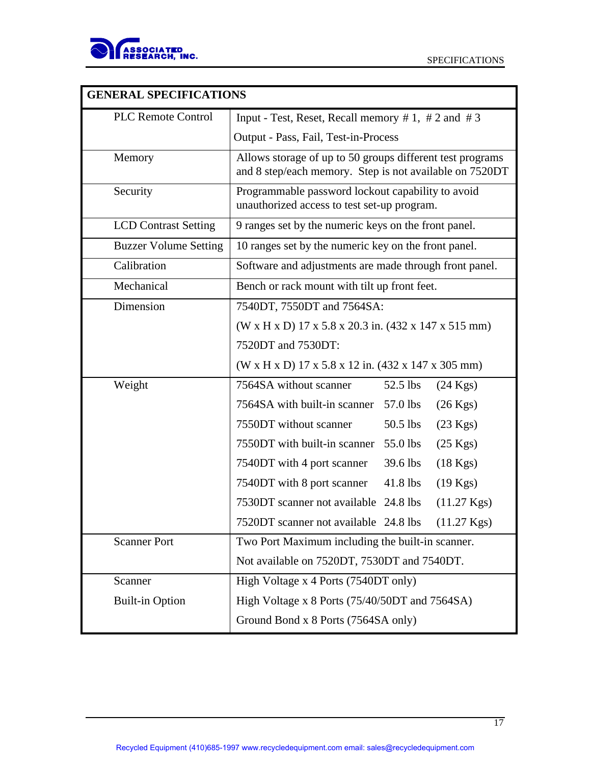| GENERAL SPECIFICATIONS | | | |
|---|---|---|---|
| PLC Remote Control | Input - Test, Reset, Recall memory # 1, # 2 and # 3<br>Output - Pass, Fail, Test-in-Process | | |
| Memory | Allows storage of up to 50 groups different test programs and 8 step/each memory. Step is not available on 7520DT | | |
| Security | Programmable password lockout capability to avoid unauthorized access to test set-up program. | | |
| LCD Contrast Setting | 9 ranges set by the numeric keys on the front panel. | | |
| Buzzer Volume Setting | 10 ranges set by the numeric key on the front panel. | | |
| Calibration | Software and adjustments are made through front panel. | | |
| Mechanical | Bench or rack mount with tilt up front feet. | | |
| Dimension | 7540DT, 7550DT and 7564SA:<br>(W x H x D) 17 x 5.8 x 20.3 in. (432 x 147 x 515 mm)<br>7520DT and 7530DT:<br>(W x H x D) 17 x 5.8 x 12 in. (432 x 147 x 305 mm) | | |
| Weight | 7564SA without scanner | 52.5 lbs | (24 Kgs) |
| | 7564SA with built-in scanner | 57.0 lbs | (26 Kgs) |
| | 7550DT without scanner | 50.5 lbs | (23 Kgs) |
| | 7550DT with built-in scanner | 55.0 lbs | (25 Kgs) |
| | 7540DT with 4 port scanner | 39.6 lbs | (18 Kgs) |
| | 7540DT with 8 port scanner | 41.8 lbs | (19 Kgs) |
| | 7530DT scanner not available | 24.8 lbs | (11.27 Kgs) |
| | 7520DT scanner not available | 24.8 lbs | (11.27 Kgs) |
| Scanner Port | Two Port Maximum including the built-in scanner.<br>Not available on 7520DT, 7530DT and 7540DT. | | |
| Scanner<br>Built-in Option | High Voltage x 4 Ports (7540DT only)<br>High Voltage x 8 Ports (75/40/50DT and 7564SA)<br>Ground Bond x 8 Ports (7564SA only) | | |

Recycled Equipment (410)685-1997 www.recycledequipment.com email: sales@recycledequipment.com